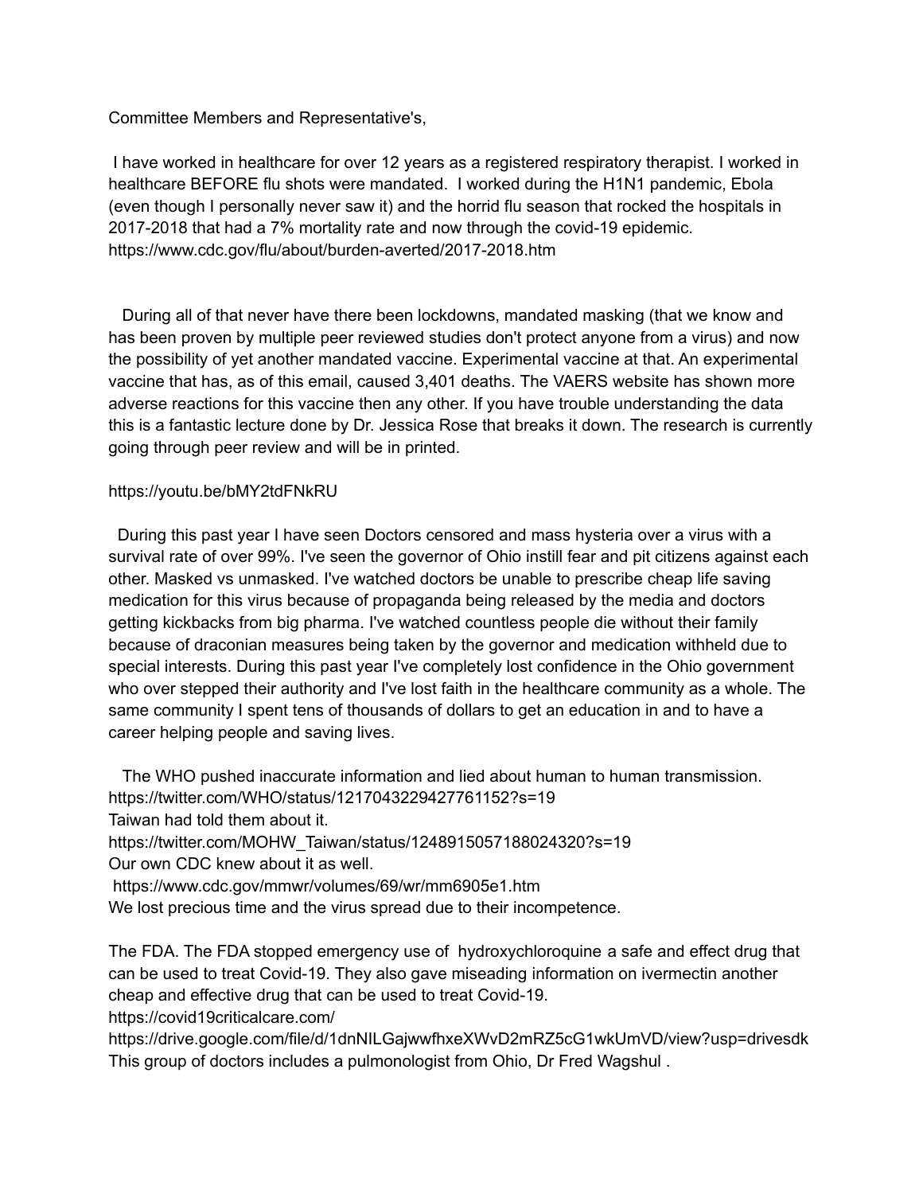Committee Members and Representative's,

I have worked in healthcare for over 12 years as a registered respiratory therapist. I worked in healthcare BEFORE flu shots were mandated. I worked during the H1N1 pandemic, Ebola (even though I personally never saw it) and the horrid flu season that rocked the hospitals in 2017-2018 that had a 7% mortality rate and now through the covid-19 epidemic. https://www.cdc.gov/flu/about/burden-averted/2017-2018.htm

During all of that never have there been lockdowns, mandated masking (that we know and has been proven by multiple peer reviewed studies don't protect anyone from a virus) and now the possibility of yet another mandated vaccine. Experimental vaccine at that. An experimental vaccine that has, as of this email, caused 3,401 deaths. The VAERS website has shown more adverse reactions for this vaccine then any other. If you have trouble understanding the data this is a fantastic lecture done by Dr. Jessica Rose that breaks it down. The research is currently going through peer review and will be in printed.

https://youtu.be/bMY2tdFNkRU

During this past year I have seen Doctors censored and mass hysteria over a virus with a survival rate of over 99%. I've seen the governor of Ohio instill fear and pit citizens against each other. Masked vs unmasked. I've watched doctors be unable to prescribe cheap life saving medication for this virus because of propaganda being released by the media and doctors getting kickbacks from big pharma. I've watched countless people die without their family because of draconian measures being taken by the governor and medication withheld due to special interests. During this past year I've completely lost confidence in the Ohio government who over stepped their authority and I've lost faith in the healthcare community as a whole. The same community I spent tens of thousands of dollars to get an education in and to have a career helping people and saving lives.

The WHO pushed inaccurate information and lied about human to human transmission.
https://twitter.com/WHO/status/1217043229427761152?s=19
Taiwan had told them about it.
https://twitter.com/MOHW_Taiwan/status/1248915057188024320?s=19
Our own CDC knew about it as well.
https://www.cdc.gov/mmwr/volumes/69/wr/mm6905e1.htm
We lost precious time and the virus spread due to their incompetence.

The FDA. The FDA stopped emergency use of hydroxychloroquine a safe and effect drug that can be used to treat Covid-19. They also gave miseading information on ivermectin another cheap and effective drug that can be used to treat Covid-19.
https://covid19criticalcare.com/
https://drive.google.com/file/d/1dnNILGajwwfhxeXWvD2mRZ5cG1wkUmVD/view?usp=drivesdk
This group of doctors includes a pulmonologist from Ohio, Dr Fred Wagshul .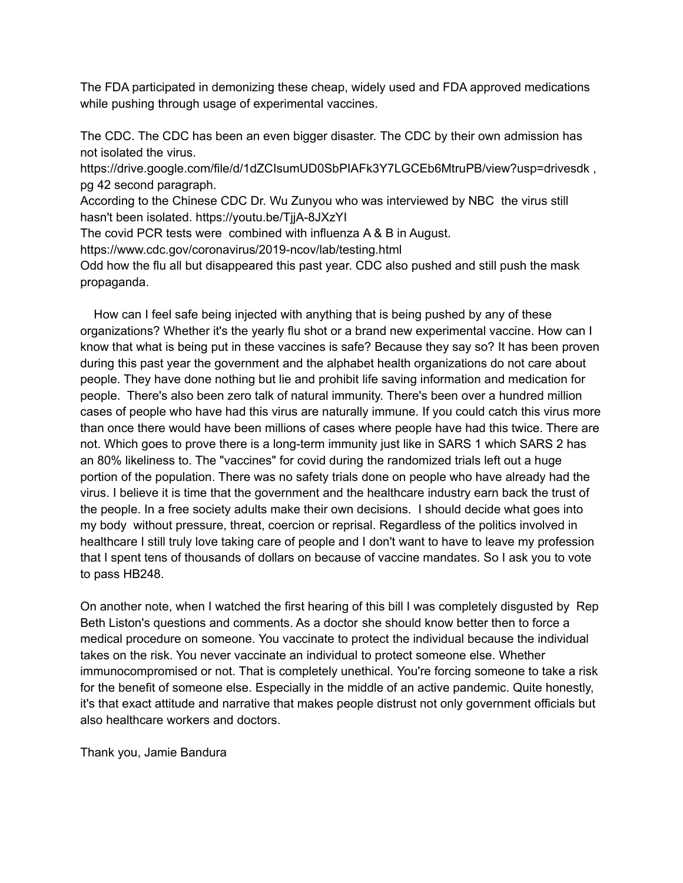The FDA participated in demonizing these cheap, widely used and FDA approved medications while pushing through usage of experimental vaccines.

The CDC. The CDC has been an even bigger disaster. The CDC by their own admission has not isolated the virus.
https://drive.google.com/file/d/1dZCIsumUD0SbPIAFk3Y7LGCEb6MtruPB/view?usp=drivesdk , pg 42 second paragraph.
According to the Chinese CDC Dr. Wu Zunyou who was interviewed by NBC the virus still hasn't been isolated. https://youtu.be/TjjA-8JXzYI
The covid PCR tests were combined with influenza A & B in August.
https://www.cdc.gov/coronavirus/2019-ncov/lab/testing.html
Odd how the flu all but disappeared this past year. CDC also pushed and still push the mask propaganda.

How can I feel safe being injected with anything that is being pushed by any of these organizations? Whether it's the yearly flu shot or a brand new experimental vaccine. How can I know that what is being put in these vaccines is safe? Because they say so? It has been proven during this past year the government and the alphabet health organizations do not care about people. They have done nothing but lie and prohibit life saving information and medication for people. There's also been zero talk of natural immunity. There's been over a hundred million cases of people who have had this virus are naturally immune. If you could catch this virus more than once there would have been millions of cases where people have had this twice. There are not. Which goes to prove there is a long-term immunity just like in SARS 1 which SARS 2 has an 80% likeliness to. The "vaccines" for covid during the randomized trials left out a huge portion of the population. There was no safety trials done on people who have already had the virus. I believe it is time that the government and the healthcare industry earn back the trust of the people. In a free society adults make their own decisions. I should decide what goes into my body without pressure, threat, coercion or reprisal. Regardless of the politics involved in healthcare I still truly love taking care of people and I don't want to have to leave my profession that I spent tens of thousands of dollars on because of vaccine mandates. So I ask you to vote to pass HB248.

On another note, when I watched the first hearing of this bill I was completely disgusted by Rep Beth Liston's questions and comments. As a doctor she should know better then to force a medical procedure on someone. You vaccinate to protect the individual because the individual takes on the risk. You never vaccinate an individual to protect someone else. Whether immunocompromised or not. That is completely unethical. You're forcing someone to take a risk for the benefit of someone else. Especially in the middle of an active pandemic. Quite honestly, it's that exact attitude and narrative that makes people distrust not only government officials but also healthcare workers and doctors.

Thank you, Jamie Bandura